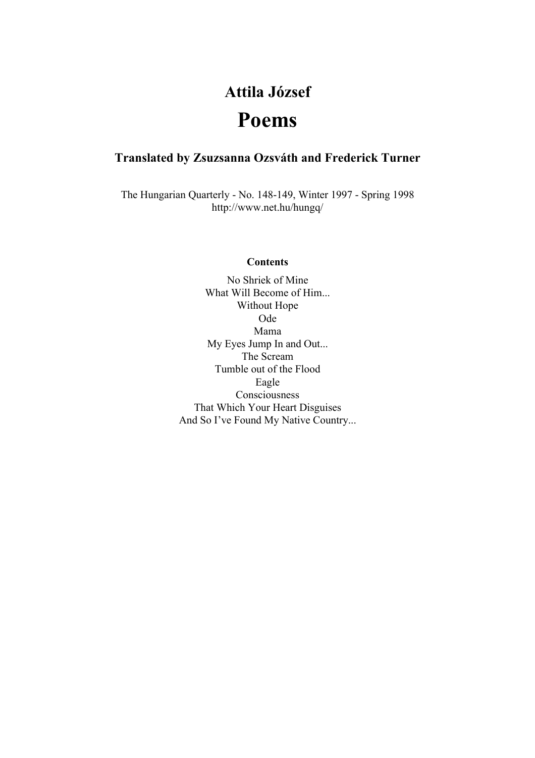## Attila József

# Poems

### Translated by Zsuzsanna Ozsváth and Frederick Turner

The Hungarian Quarterly - No. 148-149, Winter 1997 - Spring 1998
http://www.net.hu/hungq/

**Contents**

No Shriek of Mine
What Will Become of Him...
Without Hope
Ode
Mama
My Eyes Jump In and Out...
The Scream
Tumble out of the Flood
Eagle
Consciousness
That Which Your Heart Disguises
And So I've Found My Native Country...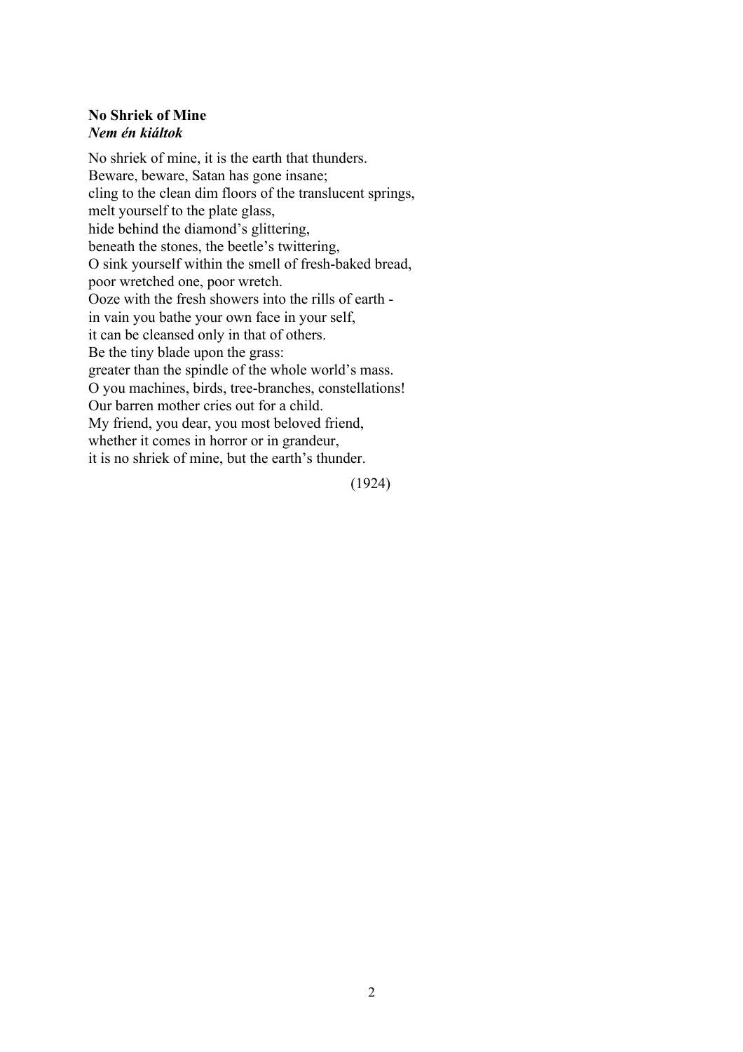**No Shriek of Mine**
***Nem én kiáltok***

No shriek of mine, it is the earth that thunders.
Beware, beware, Satan has gone insane;
cling to the clean dim floors of the translucent springs,
melt yourself to the plate glass,
hide behind the diamond's glittering,
beneath the stones, the beetle's twittering,
O sink yourself within the smell of fresh-baked bread,
poor wretched one, poor wretch.
Ooze with the fresh showers into the rills of earth -
in vain you bathe your own face in your self,
it can be cleansed only in that of others.
Be the tiny blade upon the grass:
greater than the spindle of the whole world's mass.
O you machines, birds, tree-branches, constellations!
Our barren mother cries out for a child.
My friend, you dear, you most beloved friend,
whether it comes in horror or in grandeur,
it is no shriek of mine, but the earth's thunder.

(1924)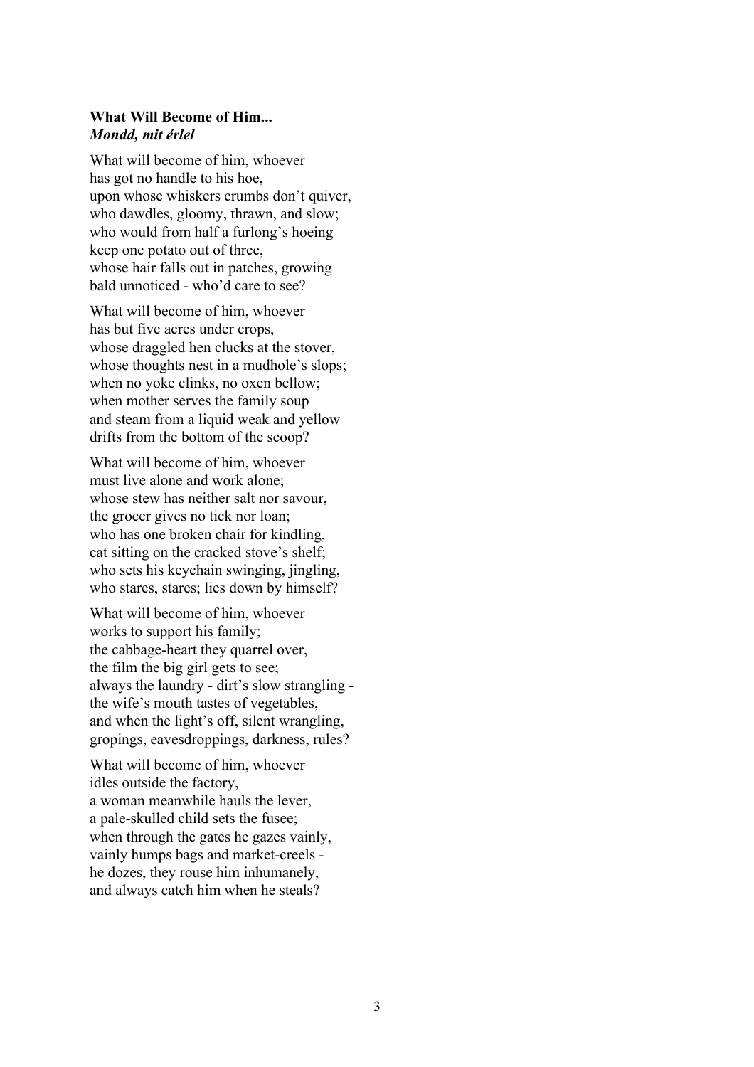**What Will Become of Him...**
***Mondd, mit érlel***

What will become of him, whoever
has got no handle to his hoe,
upon whose whiskers crumbs don't quiver,
who dawdles, gloomy, thrawn, and slow;
who would from half a furlong's hoeing
keep one potato out of three,
whose hair falls out in patches, growing
bald unnoticed - who'd care to see?

What will become of him, whoever
has but five acres under crops,
whose draggled hen clucks at the stover,
whose thoughts nest in a mudhole's slops;
when no yoke clinks, no oxen bellow;
when mother serves the family soup
and steam from a liquid weak and yellow
drifts from the bottom of the scoop?

What will become of him, whoever
must live alone and work alone;
whose stew has neither salt nor savour,
the grocer gives no tick nor loan;
who has one broken chair for kindling,
cat sitting on the cracked stove's shelf;
who sets his keychain swinging, jingling,
who stares, stares; lies down by himself?

What will become of him, whoever
works to support his family;
the cabbage-heart they quarrel over,
the film the big girl gets to see;
always the laundry - dirt's slow strangling -
the wife's mouth tastes of vegetables,
and when the light's off, silent wrangling,
gropings, eavesdroppings, darkness, rules?

What will become of him, whoever
idles outside the factory,
a woman meanwhile hauls the lever,
a pale-skulled child sets the fusee;
when through the gates he gazes vainly,
vainly humps bags and market-creels -
he dozes, they rouse him inhumanely,
and always catch him when he steals?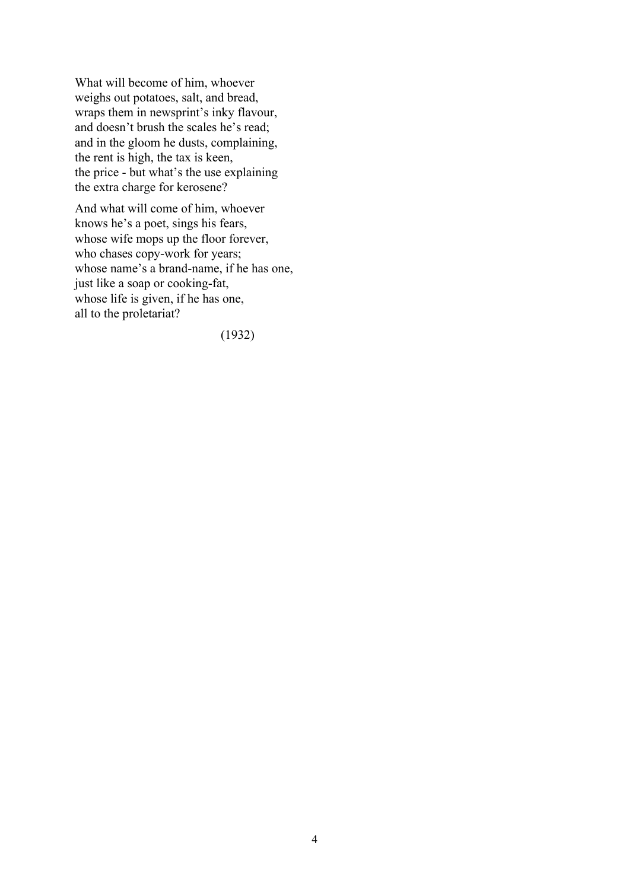What will become of him, whoever  
weighs out potatoes, salt, and bread,  
wraps them in newsprint's inky flavour,  
and doesn't brush the scales he's read;  
and in the gloom he dusts, complaining,  
the rent is high, the tax is keen,  
the price - but what's the use explaining  
the extra charge for kerosene?

And what will come of him, whoever  
knows he's a poet, sings his fears,  
whose wife mops up the floor forever,  
who chases copy-work for years;  
whose name's a brand-name, if he has one,  
just like a soap or cooking-fat,  
whose life is given, if he has one,  
all to the proletariat?

(1932)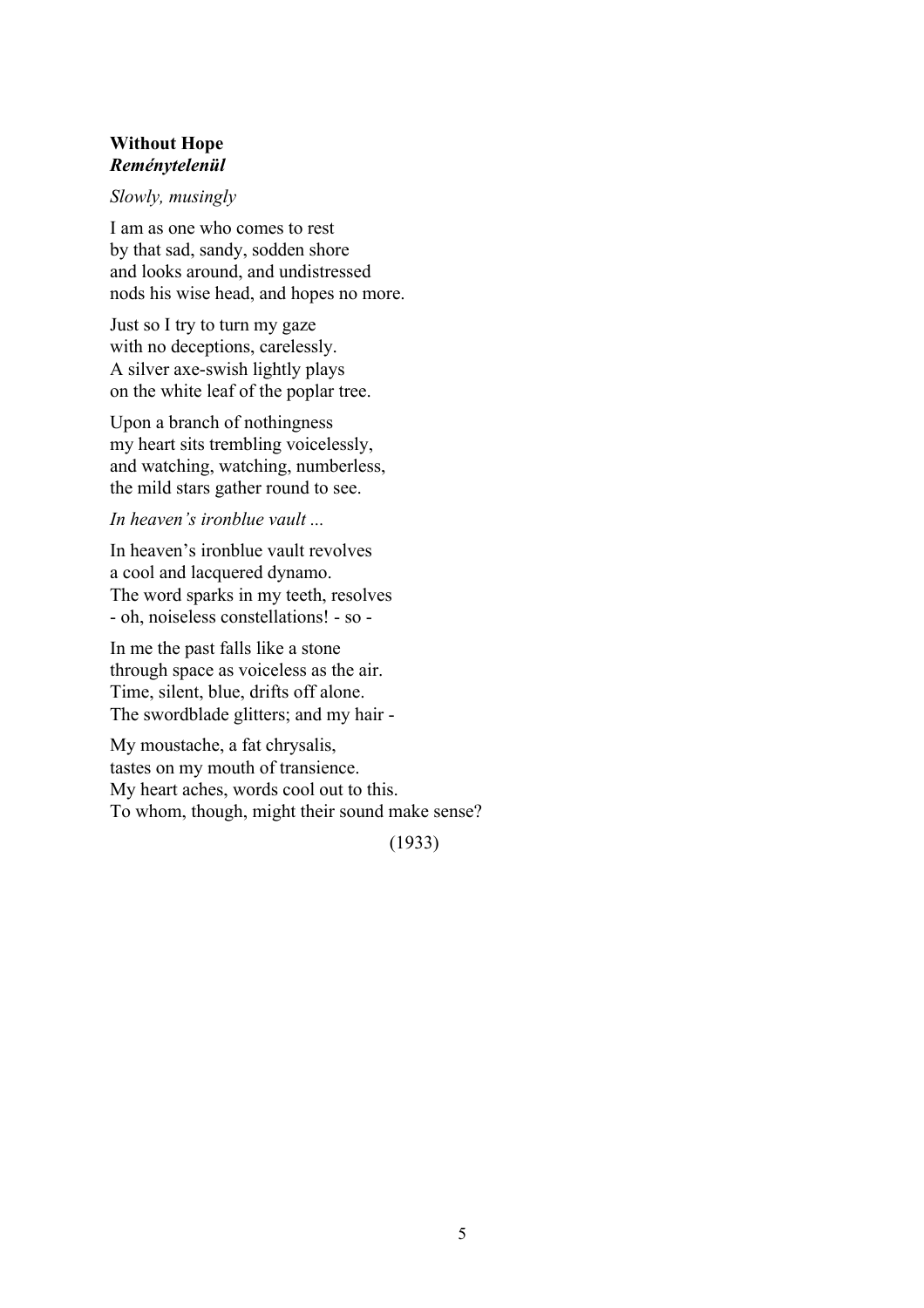**Without Hope**
***Reménytelenül***

*Slowly, musingly*

I am as one who comes to rest
by that sad, sandy, sodden shore
and looks around, and undistressed
nods his wise head, and hopes no more.

Just so I try to turn my gaze
with no deceptions, carelessly.
A silver axe-swish lightly plays
on the white leaf of the poplar tree.

Upon a branch of nothingness
my heart sits trembling voicelessly,
and watching, watching, numberless,
the mild stars gather round to see.

*In heaven's ironblue vault ...*

In heaven's ironblue vault revolves
a cool and lacquered dynamo.
The word sparks in my teeth, resolves
- oh, noiseless constellations! - so -

In me the past falls like a stone
through space as voiceless as the air.
Time, silent, blue, drifts off alone.
The swordblade glitters; and my hair -

My moustache, a fat chrysalis,
tastes on my mouth of transience.
My heart aches, words cool out to this.
To whom, though, might their sound make sense?

(1933)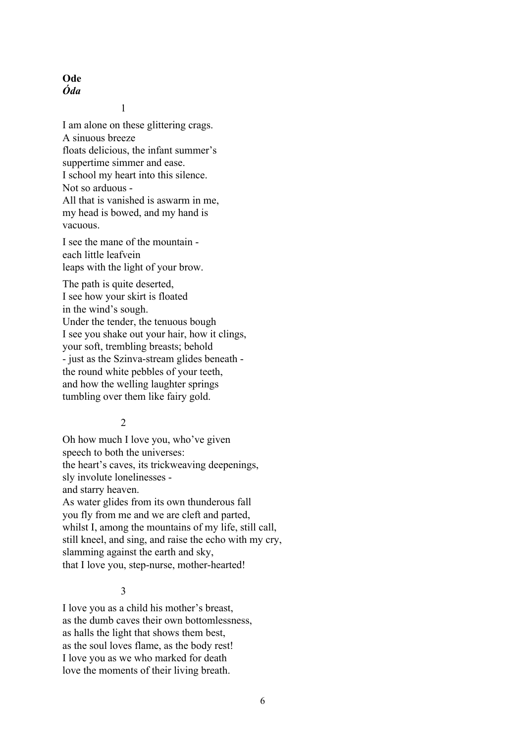**Ode**
***Óda***

1

I am alone on these glittering crags.
A sinuous breeze
floats delicious, the infant summer's
suppertime simmer and ease.
I school my heart into this silence.
Not so arduous -
All that is vanished is aswarm in me,
my head is bowed, and my hand is
vacuous.

I see the mane of the mountain -
each little leafvein
leaps with the light of your brow.

The path is quite deserted,
I see how your skirt is floated
in the wind's sough.
Under the tender, the tenuous bough
I see you shake out your hair, how it clings,
your soft, trembling breasts; behold
- just as the Szinva-stream glides beneath -
the round white pebbles of your teeth,
and how the welling laughter springs
tumbling over them like fairy gold.

2

Oh how much I love you, who've given
speech to both the universes:
the heart's caves, its trickweaving deepenings,
sly involute lonelinesses -
and starry heaven.
As water glides from its own thunderous fall
you fly from me and we are cleft and parted,
whilst I, among the mountains of my life, still call,
still kneel, and sing, and raise the echo with my cry,
slamming against the earth and sky,
that I love you, step-nurse, mother-hearted!

3

I love you as a child his mother's breast,
as the dumb caves their own bottomlessness,
as halls the light that shows them best,
as the soul loves flame, as the body rest!
I love you as we who marked for death
love the moments of their living breath.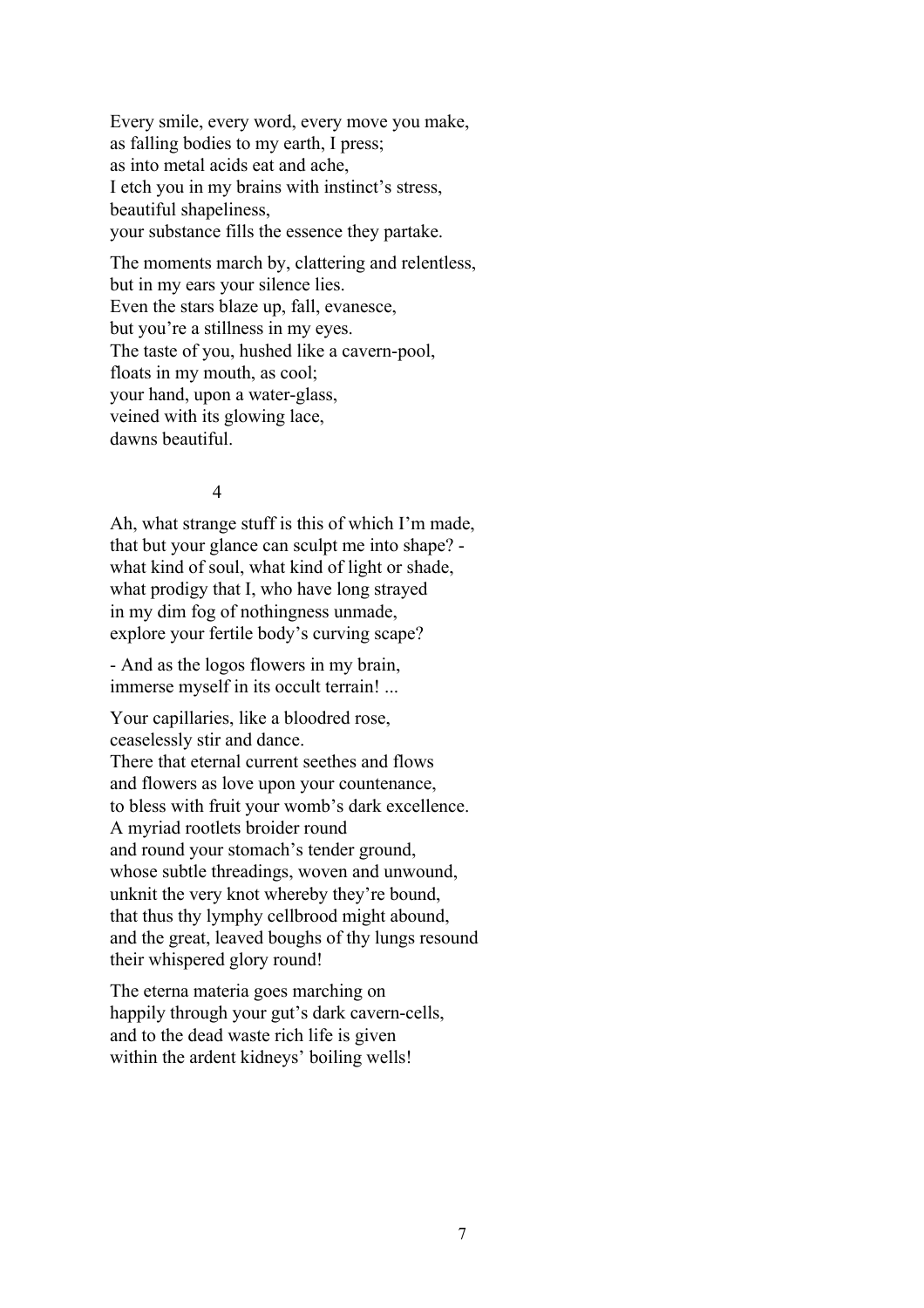Every smile, every word, every move you make,
as falling bodies to my earth, I press;
as into metal acids eat and ache,
I etch you in my brains with instinct's stress,
beautiful shapeliness,
your substance fills the essence they partake.

The moments march by, clattering and relentless,
but in my ears your silence lies.
Even the stars blaze up, fall, evanesce,
but you're a stillness in my eyes.
The taste of you, hushed like a cavern-pool,
floats in my mouth, as cool;
your hand, upon a water-glass,
veined with its glowing lace,
dawns beautiful.

## 4

Ah, what strange stuff is this of which I'm made,
that but your glance can sculpt me into shape? -
what kind of soul, what kind of light or shade,
what prodigy that I, who have long strayed
in my dim fog of nothingness unmade,
explore your fertile body's curving scape?

- And as the logos flowers in my brain,
immerse myself in its occult terrain! ...

Your capillaries, like a bloodred rose,
ceaselessly stir and dance.
There that eternal current seethes and flows
and flowers as love upon your countenance,
to bless with fruit your womb's dark excellence.
A myriad rootlets broider round
and round your stomach's tender ground,
whose subtle threadings, woven and unwound,
unknit the very knot whereby they're bound,
that thus thy lymphy cellbrood might abound,
and the great, leaved boughs of thy lungs resound
their whispered glory round!

The eterna materia goes marching on
happily through your gut's dark cavern-cells,
and to the dead waste rich life is given
within the ardent kidneys' boiling wells!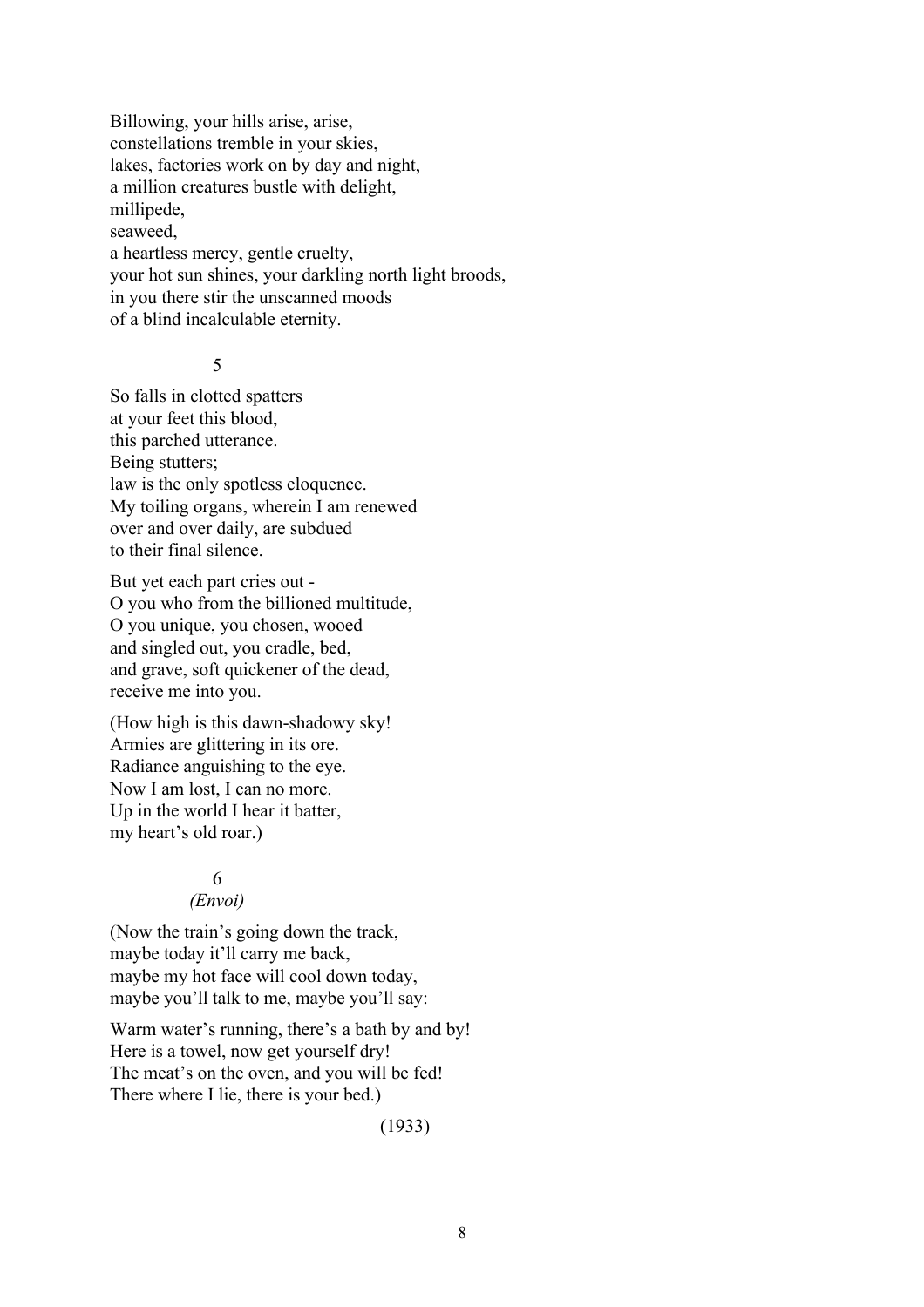Billowing, your hills arise, arise,
constellations tremble in your skies,
lakes, factories work on by day and night,
a million creatures bustle with delight,
millipede,
seaweed,
a heartless mercy, gentle cruelty,
your hot sun shines, your darkling north light broods,
in you there stir the unscanned moods
of a blind incalculable eternity.

### 5

So falls in clotted spatters
at your feet this blood,
this parched utterance.
Being stutters;
law is the only spotless eloquence.
My toiling organs, wherein I am renewed
over and over daily, are subdued
to their final silence.

But yet each part cries out -
O you who from the billioned multitude,
O you unique, you chosen, wooed
and singled out, you cradle, bed,
and grave, soft quickener of the dead,
receive me into you.

(How high is this dawn-shadowy sky!
Armies are glittering in its ore.
Radiance anguishing to the eye.
Now I am lost, I can no more.
Up in the world I hear it batter,
my heart's old roar.)

### 6
*(Envoi)*

(Now the train's going down the track,
maybe today it'll carry me back,
maybe my hot face will cool down today,
maybe you'll talk to me, maybe you'll say:

Warm water's running, there's a bath by and by!
Here is a towel, now get yourself dry!
The meat's on the oven, and you will be fed!
There where I lie, there is your bed.)

(1933)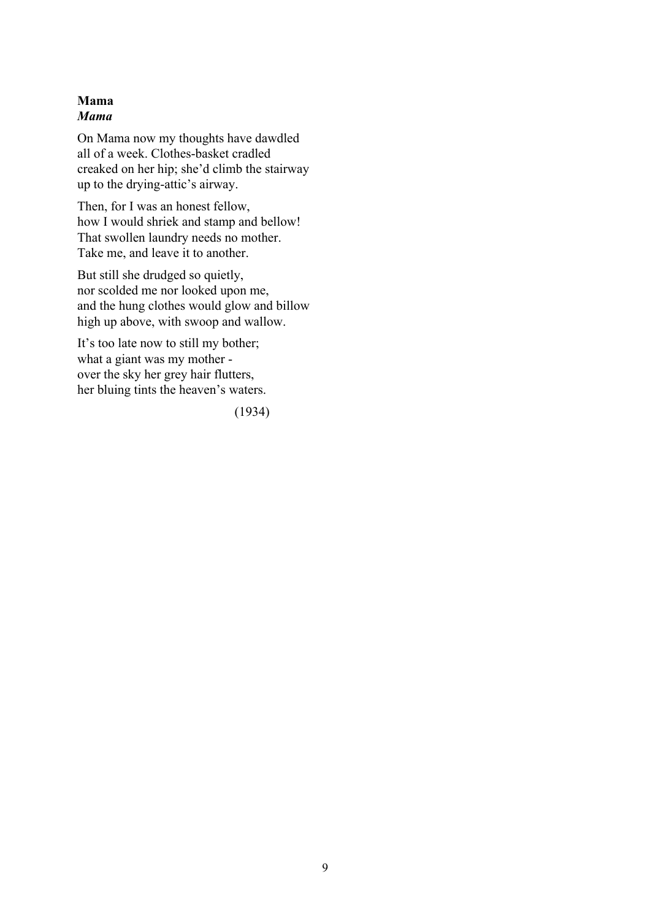**Mama**
***Mama***

On Mama now my thoughts have dawdled
all of a week. Clothes-basket cradled
creaked on her hip; she'd climb the stairway
up to the drying-attic's airway.

Then, for I was an honest fellow,
how I would shriek and stamp and bellow!
That swollen laundry needs no mother.
Take me, and leave it to another.

But still she drudged so quietly,
nor scolded me nor looked upon me,
and the hung clothes would glow and billow
high up above, with swoop and wallow.

It's too late now to still my bother;
what a giant was my mother -
over the sky her grey hair flutters,
her bluing tints the heaven's waters.

(1934)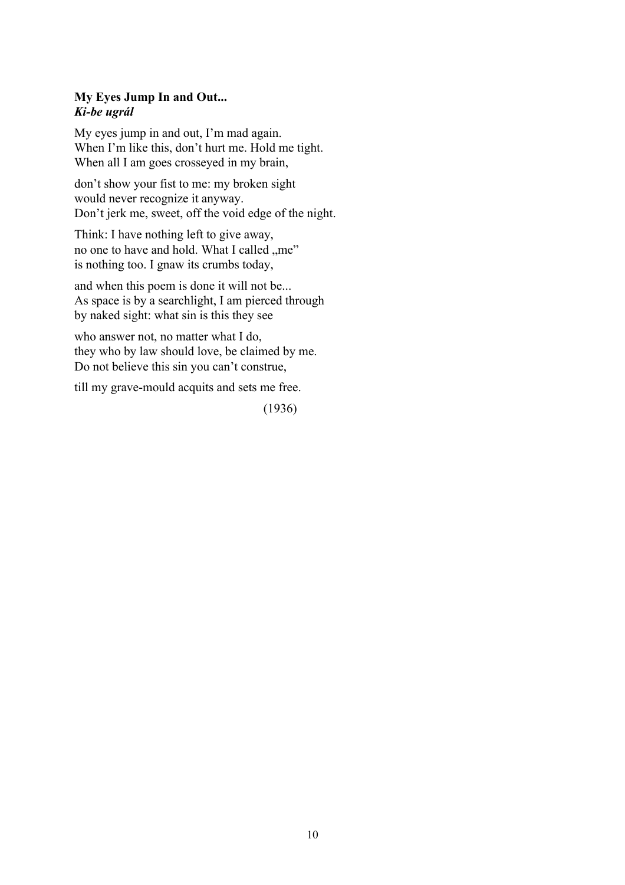### **My Eyes Jump In and Out...**
***Ki-be ugrál***

My eyes jump in and out, I'm mad again.
When I'm like this, don't hurt me. Hold me tight.
When all I am goes crosseyed in my brain,

don't show your fist to me: my broken sight
would never recognize it anyway.
Don't jerk me, sweet, off the void edge of the night.

Think: I have nothing left to give away,
no one to have and hold. What I called „me"
is nothing too. I gnaw its crumbs today,

and when this poem is done it will not be...
As space is by a searchlight, I am pierced through
by naked sight: what sin is this they see

who answer not, no matter what I do,
they who by law should love, be claimed by me.
Do not believe this sin you can't construe,

till my grave-mould acquits and sets me free.

(1936)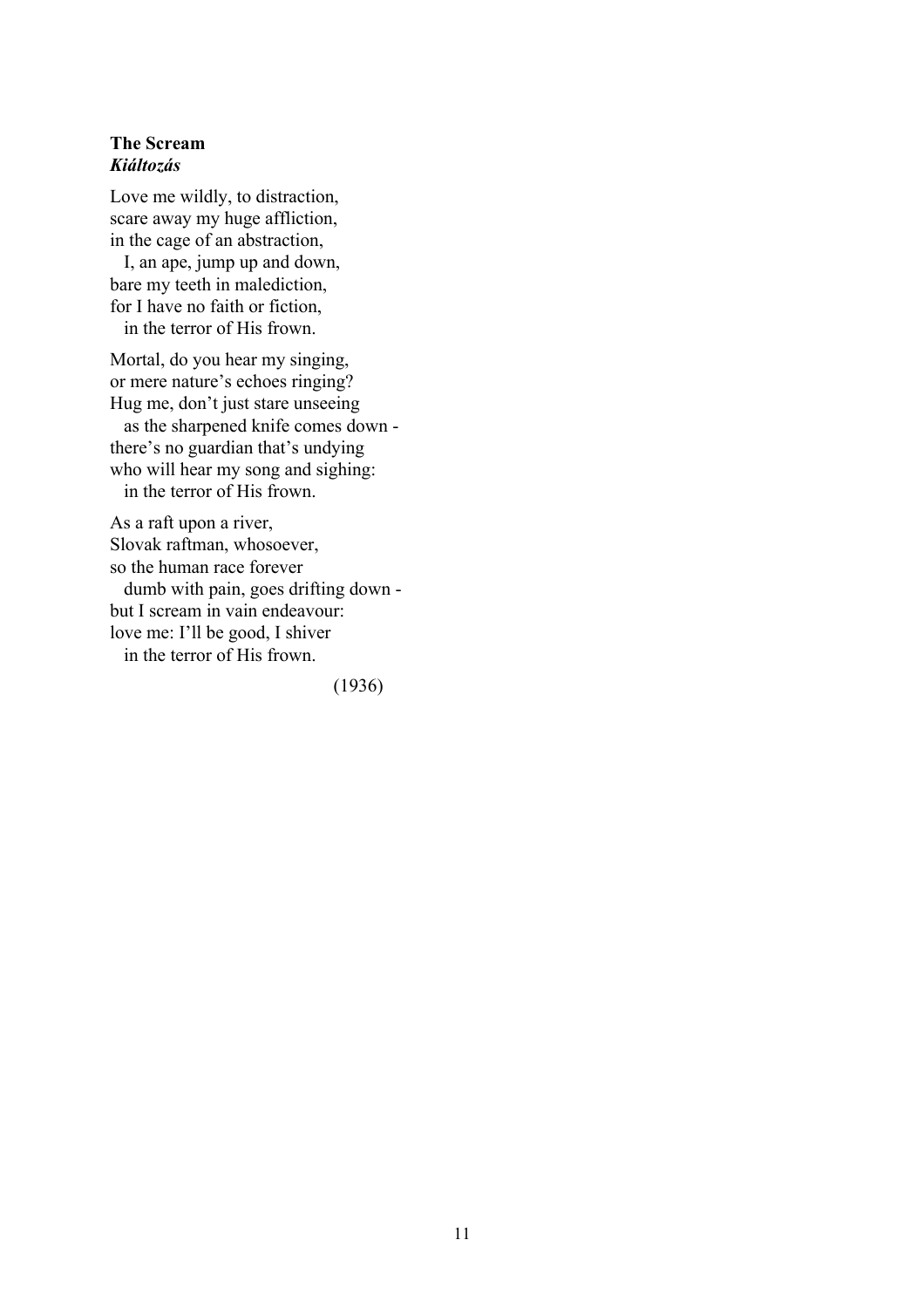**The Scream**
***Kiáltozás***

Love me wildly, to distraction,
scare away my huge affliction,
in the cage of an abstraction,
   I, an ape, jump up and down,
bare my teeth in malediction,
for I have no faith or fiction,
   in the terror of His frown.

Mortal, do you hear my singing,
or mere nature's echoes ringing?
Hug me, don't just stare unseeing
   as the sharpened knife comes down -
there's no guardian that's undying
who will hear my song and sighing:
   in the terror of His frown.

As a raft upon a river,
Slovak raftman, whosoever,
so the human race forever
   dumb with pain, goes drifting down -
but I scream in vain endeavour:
love me: I'll be good, I shiver
   in the terror of His frown.

(1936)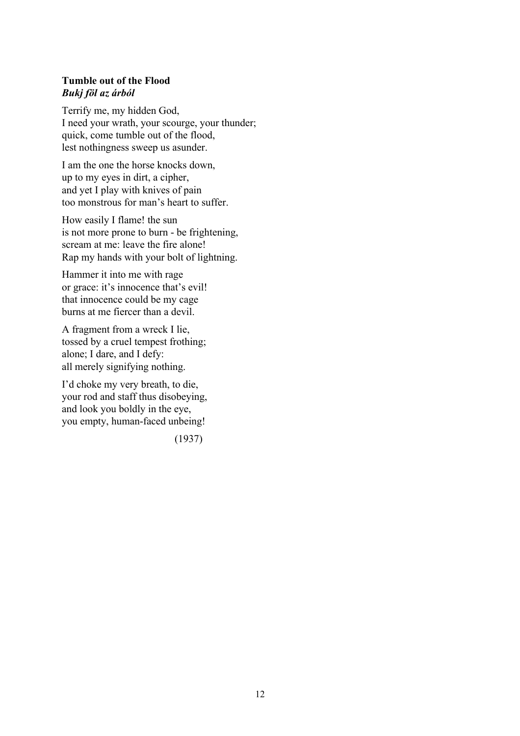**Tumble out of the Flood**
***Bukj föl az árból***

Terrify me, my hidden God,
I need your wrath, your scourge, your thunder;
quick, come tumble out of the flood,
lest nothingness sweep us asunder.

I am the one the horse knocks down,
up to my eyes in dirt, a cipher,
and yet I play with knives of pain
too monstrous for man's heart to suffer.

How easily I flame! the sun
is not more prone to burn - be frightening,
scream at me: leave the fire alone!
Rap my hands with your bolt of lightning.

Hammer it into me with rage
or grace: it's innocence that's evil!
that innocence could be my cage
burns at me fiercer than a devil.

A fragment from a wreck I lie,
tossed by a cruel tempest frothing;
alone; I dare, and I defy:
all merely signifying nothing.

I'd choke my very breath, to die,
your rod and staff thus disobeying,
and look you boldly in the eye,
you empty, human-faced unbeing!

(1937)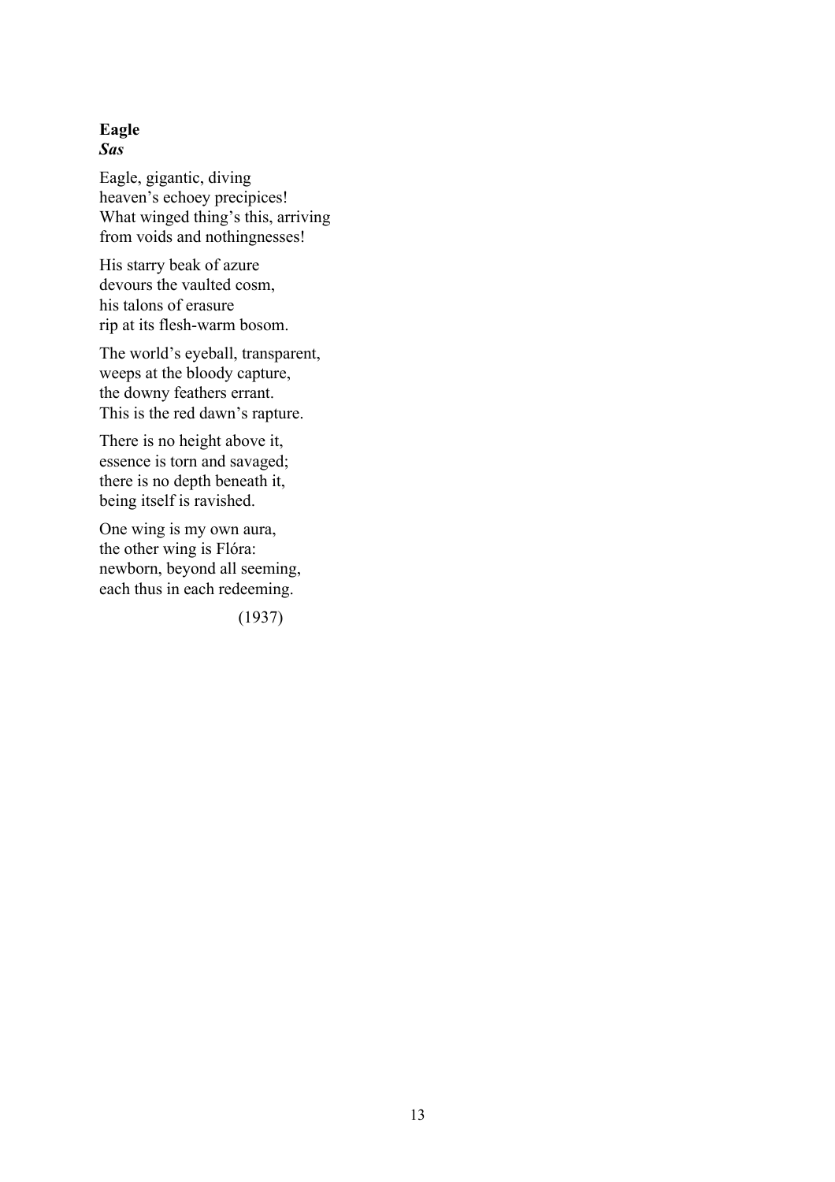**Eagle**
***Sas***

Eagle, gigantic, diving
heaven's echoey precipices!
What winged thing's this, arriving
from voids and nothingnesses!

His starry beak of azure
devours the vaulted cosm,
his talons of erasure
rip at its flesh-warm bosom.

The world's eyeball, transparent,
weeps at the bloody capture,
the downy feathers errant.
This is the red dawn's rapture.

There is no height above it,
essence is torn and savaged;
there is no depth beneath it,
being itself is ravished.

One wing is my own aura,
the other wing is Flóra:
newborn, beyond all seeming,
each thus in each redeeming.

(1937)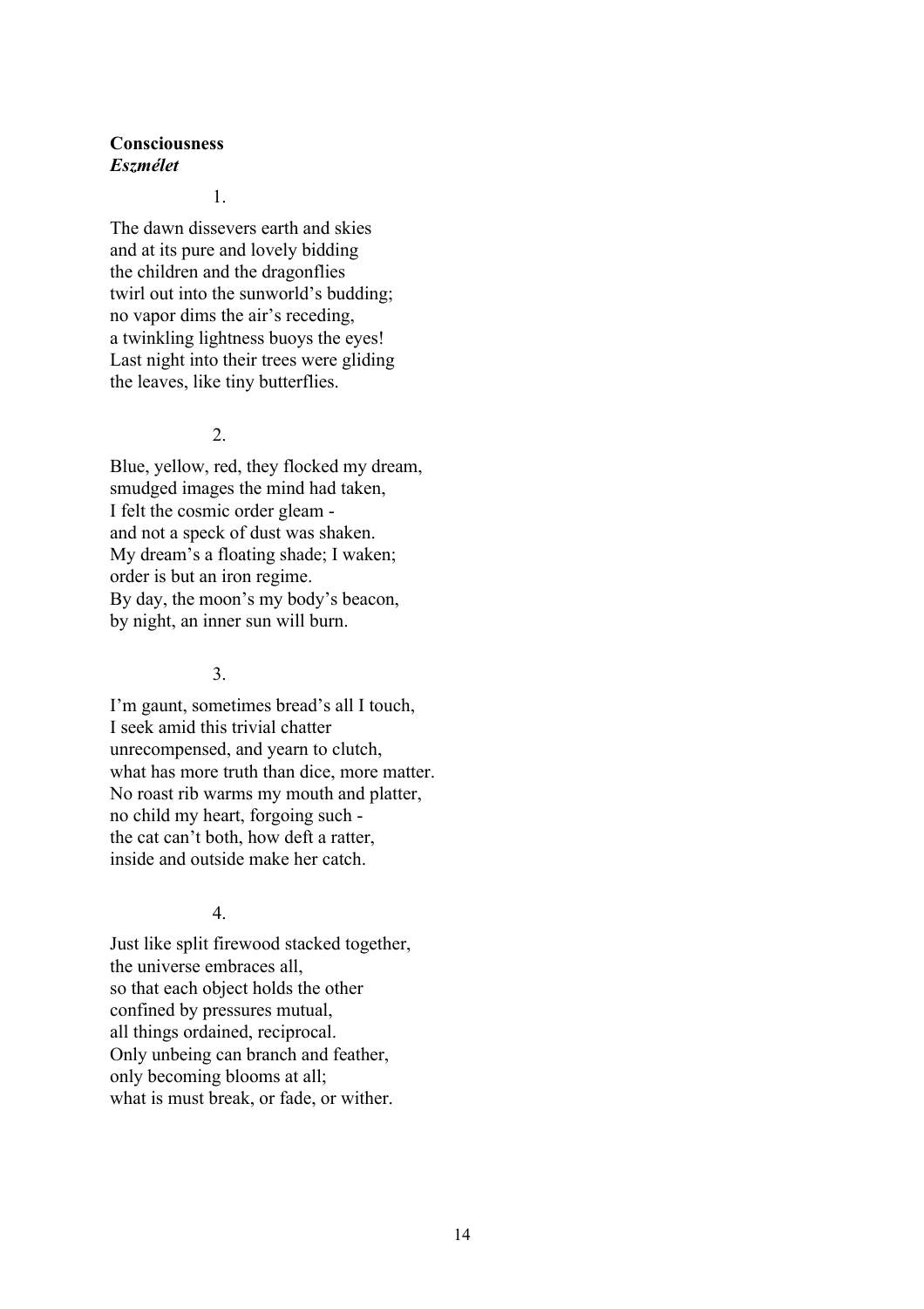**Consciousness**
***Eszmélet***

1.

The dawn dissevers earth and skies
and at its pure and lovely bidding
the children and the dragonflies
twirl out into the sunworld's budding;
no vapor dims the air's receding,
a twinkling lightness buoys the eyes!
Last night into their trees were gliding
the leaves, like tiny butterflies.

2.

Blue, yellow, red, they flocked my dream,
smudged images the mind had taken,
I felt the cosmic order gleam -
and not a speck of dust was shaken.
My dream's a floating shade; I waken;
order is but an iron regime.
By day, the moon's my body's beacon,
by night, an inner sun will burn.

3.

I'm gaunt, sometimes bread's all I touch,
I seek amid this trivial chatter
unrecompensed, and yearn to clutch,
what has more truth than dice, more matter.
No roast rib warms my mouth and platter,
no child my heart, forgoing such -
the cat can't both, how deft a ratter,
inside and outside make her catch.

4.

Just like split firewood stacked together,
the universe embraces all,
so that each object holds the other
confined by pressures mutual,
all things ordained, reciprocal.
Only unbeing can branch and feather,
only becoming blooms at all;
what is must break, or fade, or wither.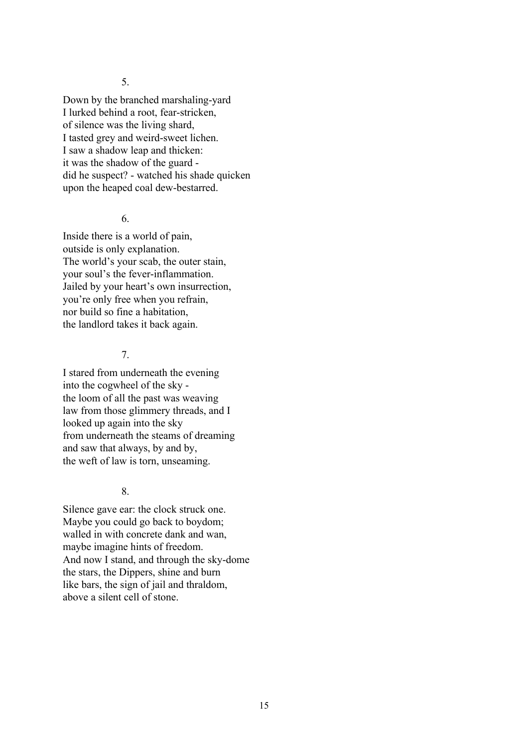5.

Down by the branched marshaling-yard  
I lurked behind a root, fear-stricken,  
of silence was the living shard,  
I tasted grey and weird-sweet lichen.  
I saw a shadow leap and thicken:  
it was the shadow of the guard -  
did he suspect? - watched his shade quicken  
upon the heaped coal dew-bestarred.

6.

Inside there is a world of pain,  
outside is only explanation.  
The world's your scab, the outer stain,  
your soul's the fever-inflammation.  
Jailed by your heart's own insurrection,  
you're only free when you refrain,  
nor build so fine a habitation,  
the landlord takes it back again.

7.

I stared from underneath the evening  
into the cogwheel of the sky -  
the loom of all the past was weaving  
law from those glimmery threads, and I  
looked up again into the sky  
from underneath the steams of dreaming  
and saw that always, by and by,  
the weft of law is torn, unseaming.

8.

Silence gave ear: the clock struck one.  
Maybe you could go back to boydom;  
walled in with concrete dank and wan,  
maybe imagine hints of freedom.  
And now I stand, and through the sky-dome  
the stars, the Dippers, shine and burn  
like bars, the sign of jail and thraldom,  
above a silent cell of stone.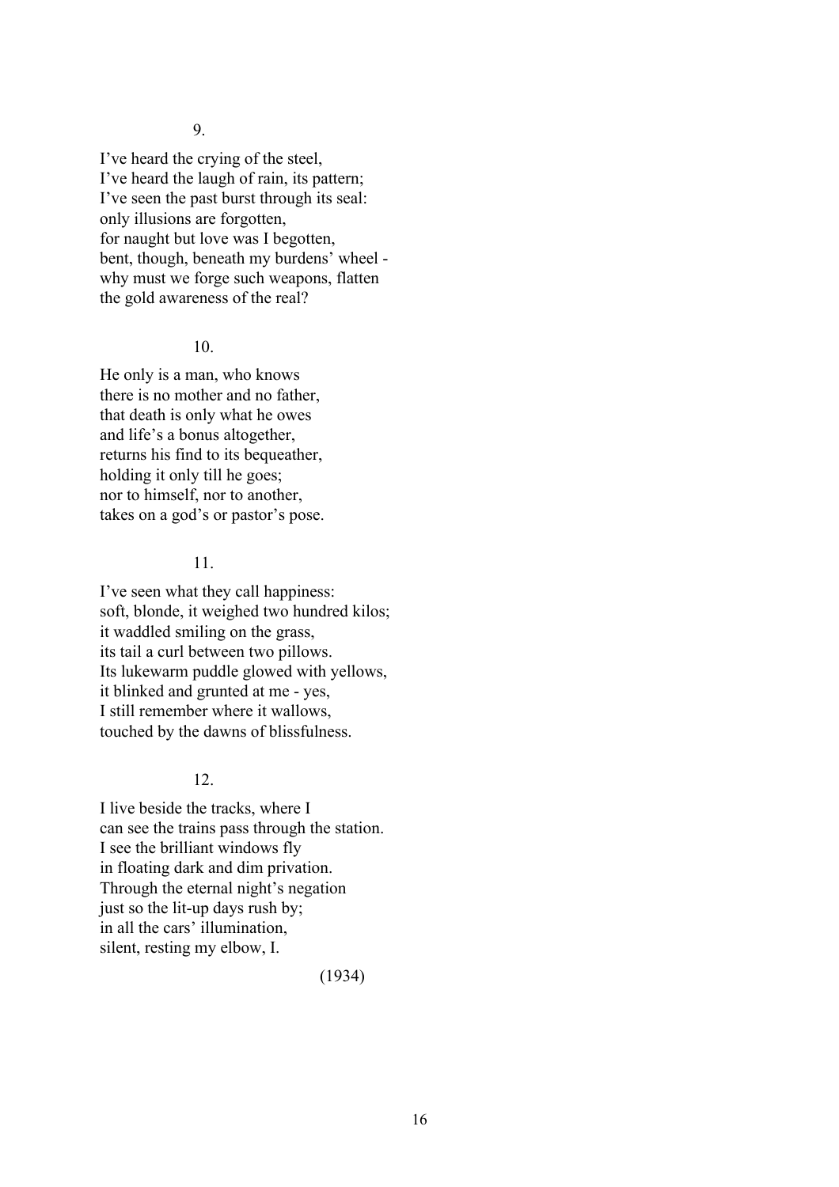9.

I've heard the crying of the steel,  
I've heard the laugh of rain, its pattern;  
I've seen the past burst through its seal:  
only illusions are forgotten,  
for naught but love was I begotten,  
bent, though, beneath my burdens' wheel -  
why must we forge such weapons, flatten  
the gold awareness of the real?

10.

He only is a man, who knows  
there is no mother and no father,  
that death is only what he owes  
and life's a bonus altogether,  
returns his find to its bequeather,  
holding it only till he goes;  
nor to himself, nor to another,  
takes on a god's or pastor's pose.

11.

I've seen what they call happiness:  
soft, blonde, it weighed two hundred kilos;  
it waddled smiling on the grass,  
its tail a curl between two pillows.  
Its lukewarm puddle glowed with yellows,  
it blinked and grunted at me - yes,  
I still remember where it wallows,  
touched by the dawns of blissfulness.

12.

I live beside the tracks, where I  
can see the trains pass through the station.  
I see the brilliant windows fly  
in floating dark and dim privation.  
Through the eternal night's negation  
just so the lit-up days rush by;  
in all the cars' illumination,  
silent, resting my elbow, I.

(1934)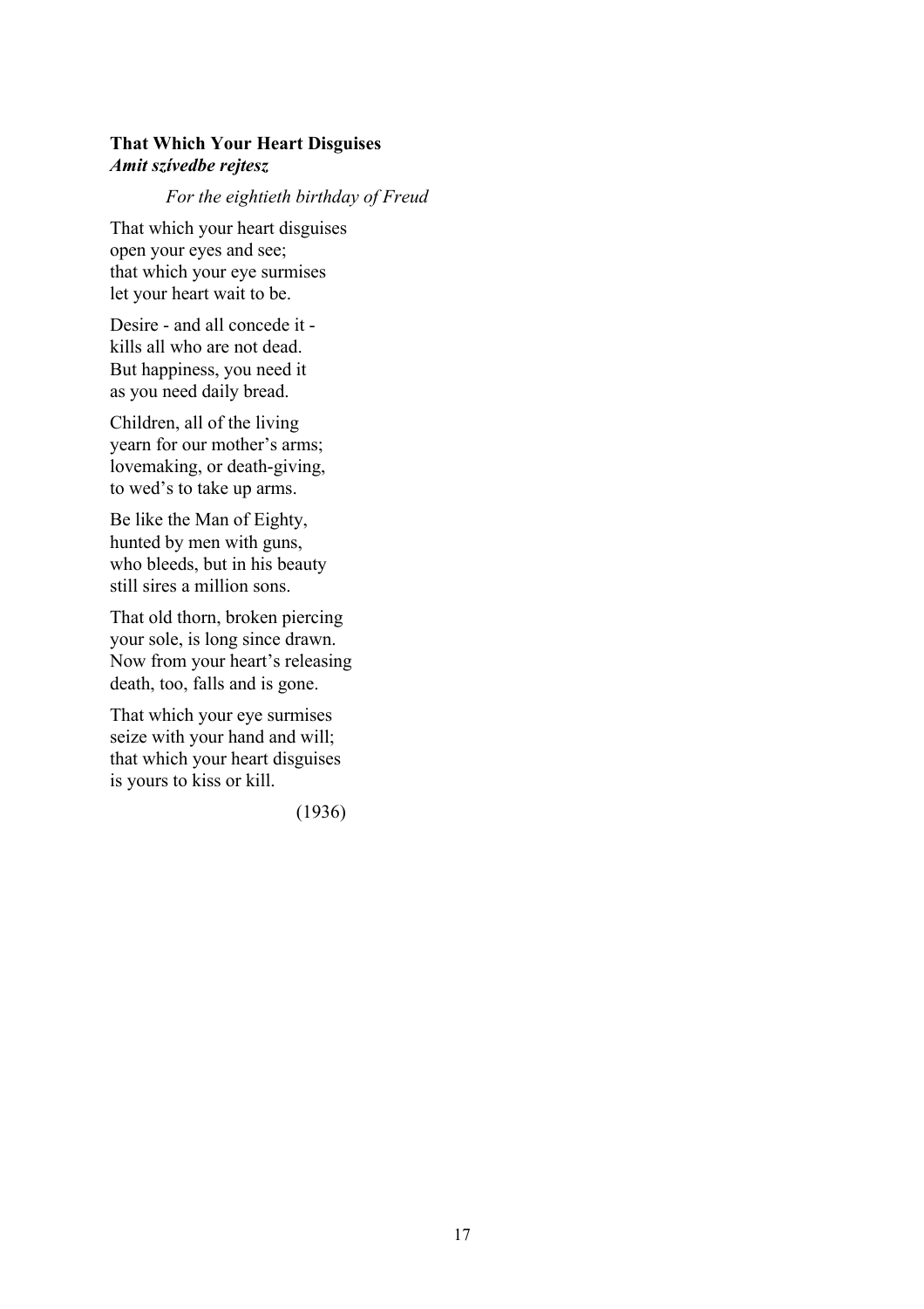**That Which Your Heart Disguises**
***Amit szívedbe rejtesz***

*For the eightieth birthday of Freud*

That which your heart disguises
open your eyes and see;
that which your eye surmises
let your heart wait to be.

Desire - and all concede it -
kills all who are not dead.
But happiness, you need it
as you need daily bread.

Children, all of the living
yearn for our mother's arms;
lovemaking, or death-giving,
to wed's to take up arms.

Be like the Man of Eighty,
hunted by men with guns,
who bleeds, but in his beauty
still sires a million sons.

That old thorn, broken piercing
your sole, is long since drawn.
Now from your heart's releasing
death, too, falls and is gone.

That which your eye surmises
seize with your hand and will;
that which your heart disguises
is yours to kiss or kill.

(1936)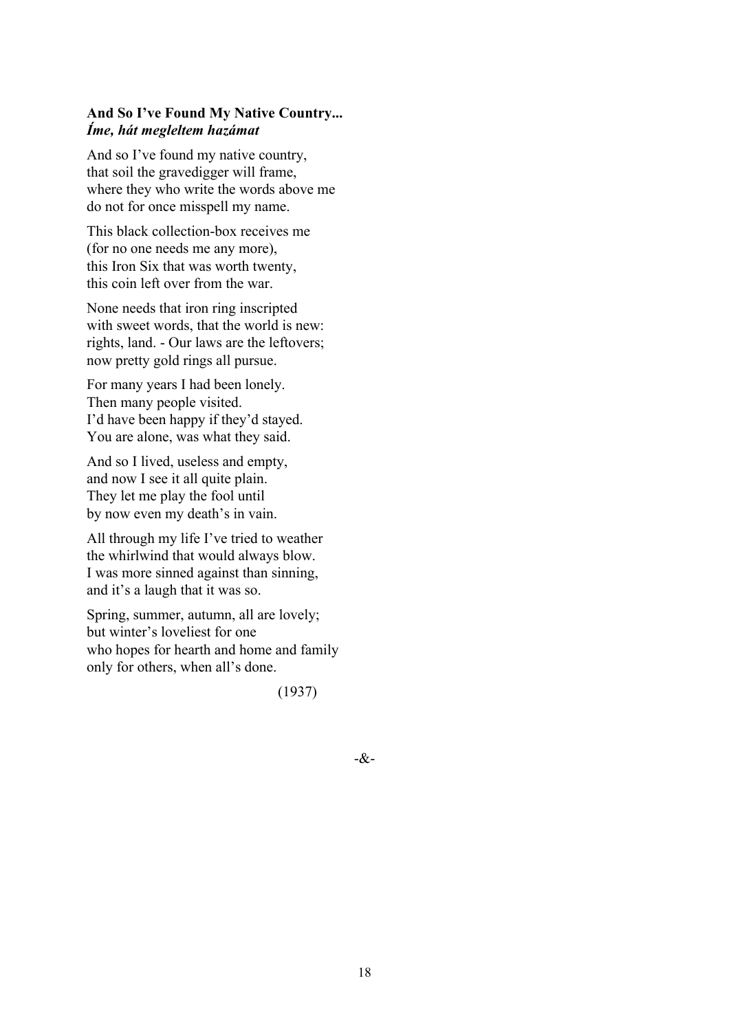**And So I've Found My Native Country...**
***Íme, hát megleltem hazámat***

And so I've found my native country,
that soil the gravedigger will frame,
where they who write the words above me
do not for once misspell my name.

This black collection-box receives me
(for no one needs me any more),
this Iron Six that was worth twenty,
this coin left over from the war.

None needs that iron ring inscripted
with sweet words, that the world is new:
rights, land. - Our laws are the leftovers;
now pretty gold rings all pursue.

For many years I had been lonely.
Then many people visited.
I'd have been happy if they'd stayed.
You are alone, was what they said.

And so I lived, useless and empty,
and now I see it all quite plain.
They let me play the fool until
by now even my death's in vain.

All through my life I've tried to weather
the whirlwind that would always blow.
I was more sinned against than sinning,
and it's a laugh that it was so.

Spring, summer, autumn, all are lovely;
but winter's loveliest for one
who hopes for hearth and home and family
only for others, when all's done.

(1937)

-&-